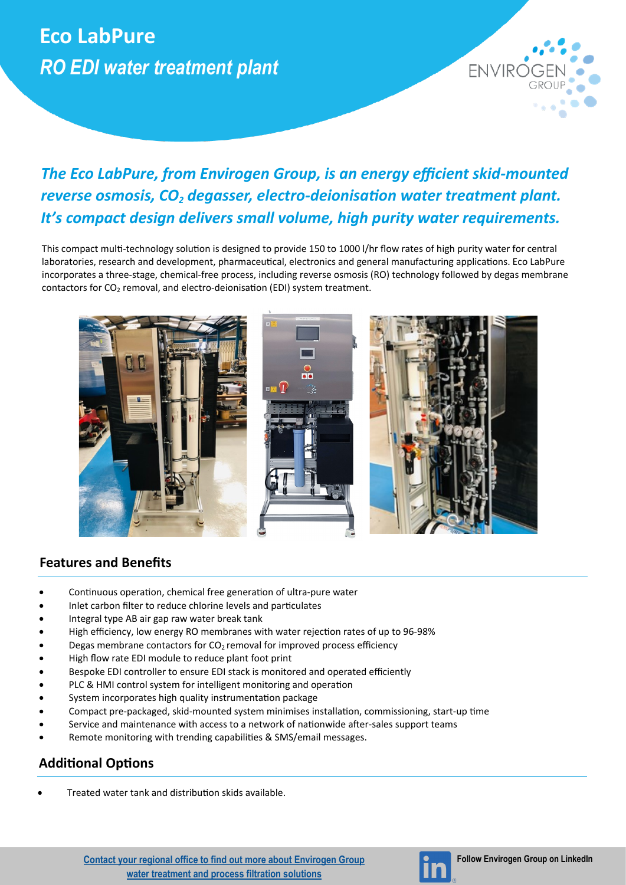# Eco LabPure

## *RO EDI water treatment plant*

***The Eco LabPure, from Envirogen Group, is an energy efficient skid-mounted reverse osmosis, $CO_2$ degasser, electro-deionisation water treatment plant. It's compact design delivers small volume, high purity water requirements.***

This compact multi-technology solution is designed to provide 150 to 1000 l/hr flow rates of high purity water for central laboratories, research and development, pharmaceutical, electronics and general manufacturing applications. Eco LabPure incorporates a three-stage, chemical-free process, including reverse osmosis (RO) technology followed by degas membrane contactors for $CO_2$ removal, and electro-deionisation (EDI) system treatment.

## Features and Benefits

- Continuous operation, chemical free generation of ultra-pure water
- Inlet carbon filter to reduce chlorine levels and particulates
- Integral type AB air gap raw water break tank
- High efficiency, low energy RO membranes with water rejection rates of up to 96-98%
- Degas membrane contactors for $CO_2$ removal for improved process efficiency
- High flow rate EDI module to reduce plant foot print
- Bespoke EDI controller to ensure EDI stack is monitored and operated efficiently
- PLC & HMI control system for intelligent monitoring and operation
- System incorporates high quality instrumentation package
- Compact pre-packaged, skid-mounted system minimises installation, commissioning, start-up time
- Service and maintenance with access to a network of nationwide after-sales support teams
- Remote monitoring with trending capabilities & SMS/email messages.

## Additional Options

- Treated water tank and distribution skids available.

Contact your regional office to find out more about Envirogen Group water treatment and process filtration solutions

**Follow Envirogen Group on LinkedIn**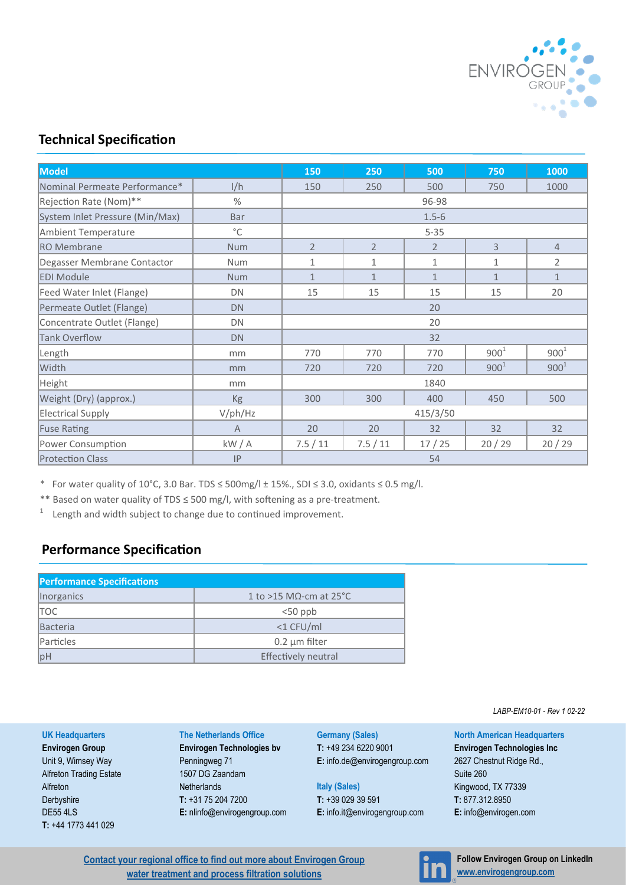## Technical Specification

| Model | | 150 | 250 | 500 | 750 | 1000 |
|---|---|---|---|---|---|---|
| Nominal Permeate Performance* | l/h | 150 | 250 | 500 | 750 | 1000 |
| Rejection Rate (Nom)** | % | 96-98 | | | | |
| System Inlet Pressure (Min/Max) | Bar | 1.5-6 | | | | |
| Ambient Temperature | °C | 5-35 | | | | |
| RO Membrane | Num | 2 | 2 | 2 | 3 | 4 |
| Degasser Membrane Contactor | Num | 1 | 1 | 1 | 1 | 2 |
| EDI Module | Num | 1 | 1 | 1 | 1 | 1 |
| Feed Water Inlet (Flange) | DN | 15 | 15 | 15 | 15 | 20 |
| Permeate Outlet (Flange) | DN | 20 | | | | |
| Concentrate Outlet (Flange) | DN | 20 | | | | |
| Tank Overflow | DN | 32 | | | | |
| Length | mm | 770 | 770 | 770 | 900[1] | 900[1] |
| Width | mm | 720 | 720 | 720 | 900[1] | 900[1] |
| Height | mm | 1840 | | | | |
| Weight (Dry) (approx.) | Kg | 300 | 300 | 400 | 450 | 500 |
| Electrical Supply | V/ph/Hz | 415/3/50 | | | | |
| Fuse Rating | A | 20 | 20 | 32 | 32 | 32 |
| Power Consumption | kW / A | 7.5 / 11 | 7.5 / 11 | 17 / 25 | 20 / 29 | 20 / 29 |
| Protection Class | IP | 54 | | | | |

\* For water quality of 10°C, 3.0 Bar. TDS ≤ 500mg/l ± 15%., SDI ≤ 3.0, oxidants ≤ 0.5 mg/l.

** Based on water quality of TDS ≤ 500 mg/l, with softening as a pre-treatment.

[1] Length and width subject to change due to continued improvement.

## Performance Specification

| Performance Specifications | |
|---|---|
| Inorganics | 1 to >15 MΩ-cm at 25°C |
| TOC | <50 ppb |
| Bacteria | <1 CFU/ml |
| Particles | 0.2 µm filter |
| pH | Effectively neutral |

*LABP-EM10-01 - Rev 1 02-22*

**UK Headquarters**
**Envirogen Group**
Unit 9, Wimsey Way
Alfreton Trading Estate
Alfreton
Derbyshire
DE55 4LS
**T:** +44 1773 441 029

**The Netherlands Office**
**Envirogen Technologies bv**
Penningweg 71
1507 DG Zaandam
Netherlands
**T:** +31 75 204 7200
**E:** nlinfo@envirogengroup.com

**Germany (Sales)**
**T:** +49 234 6220 9001
**E:** info.de@envirogengroup.com

**Italy (Sales)**
**T:** +39 029 39 591
**E:** info.it@envirogengroup.com

**North American Headquarters**
**Envirogen Technologies Inc**
2627 Chestnut Ridge Rd.,
Suite 260
Kingwood, TX 77339
**T:** 877.312.8950
**E:** info@envirogen.com

Contact your regional office to find out more about Envirogen Group water treatment and process filtration solutions

**Follow Envirogen Group on LinkedIn**
www.envirogengroup.com